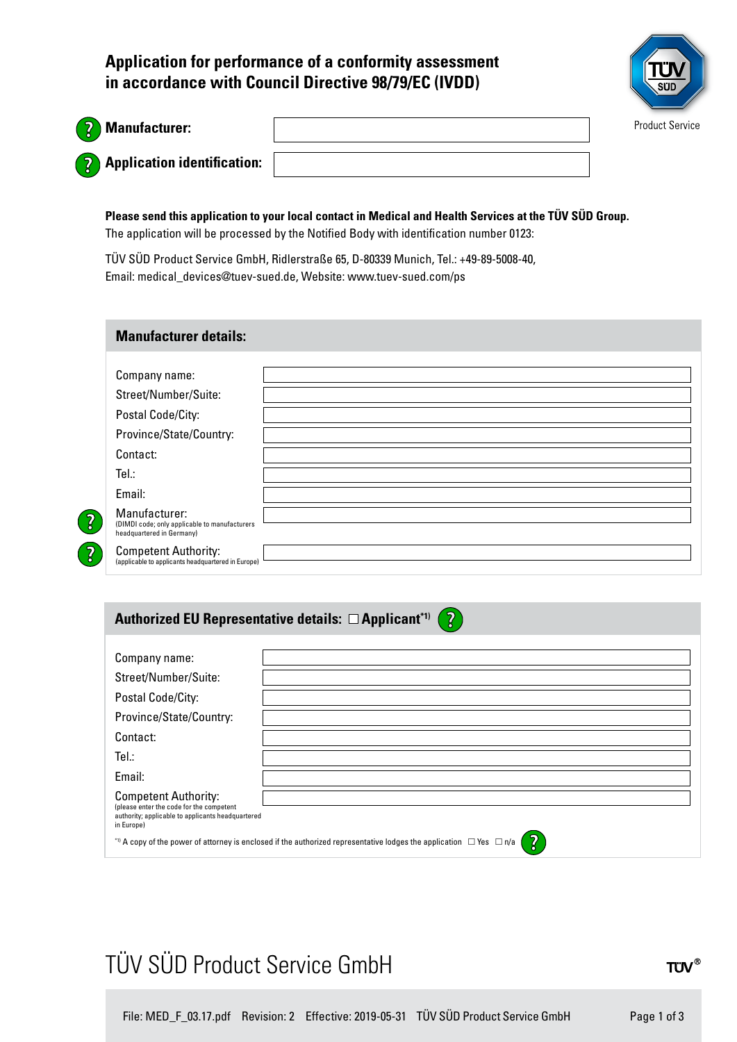# Application for performance of a conformity assessment in accordance with Council Directive 98/79/EC (IVDD)

Product Service

**Manufacturer:**

**Application identification:**

**Please send this application to your local contact in Medical and Health Services at the TÜV SÜD Group.**
The application will be processed by the Notified Body with identification number 0123:

TÜV SÜD Product Service GmbH, Ridlerstraße 65, D-80339 Munich, Tel.: +49-89-5008-40,
Email: medical_devices@tuev-sued.de, Website: www.tuev-sued.com/ps

## Manufacturer details:

| | |
|---|---|
| Company name: | |
| Street/Number/Suite: | |
| Postal Code/City: | |
| Province/State/Country: | |
| Contact: | |
| Tel.: | |
| Email: | |
| Manufacturer: (DIMDI code; only applicable to manufacturers headquartered in Germany) | |
| Competent Authority: (applicable to applicants headquartered in Europe) | |

## Authorized EU Representative details: ☐ Applicant[*1)]

| | |
|---|---|
| Company name: | |
| Street/Number/Suite: | |
| Postal Code/City: | |
| Province/State/Country: | |
| Contact: | |
| Tel.: | |
| Email: | |
| Competent Authority: (please enter the code for the competent authority; applicable to applicants headquartered in Europe) | |

[*1)] A copy of the power of attorney is enclosed if the authorized representative lodges the application ☐ Yes ☐ n/a

TÜV SÜD Product Service GmbH

File: MED_F_03.17.pdf Revision: 2 Effective: 2019-05-31 TÜV SÜD Product Service GmbH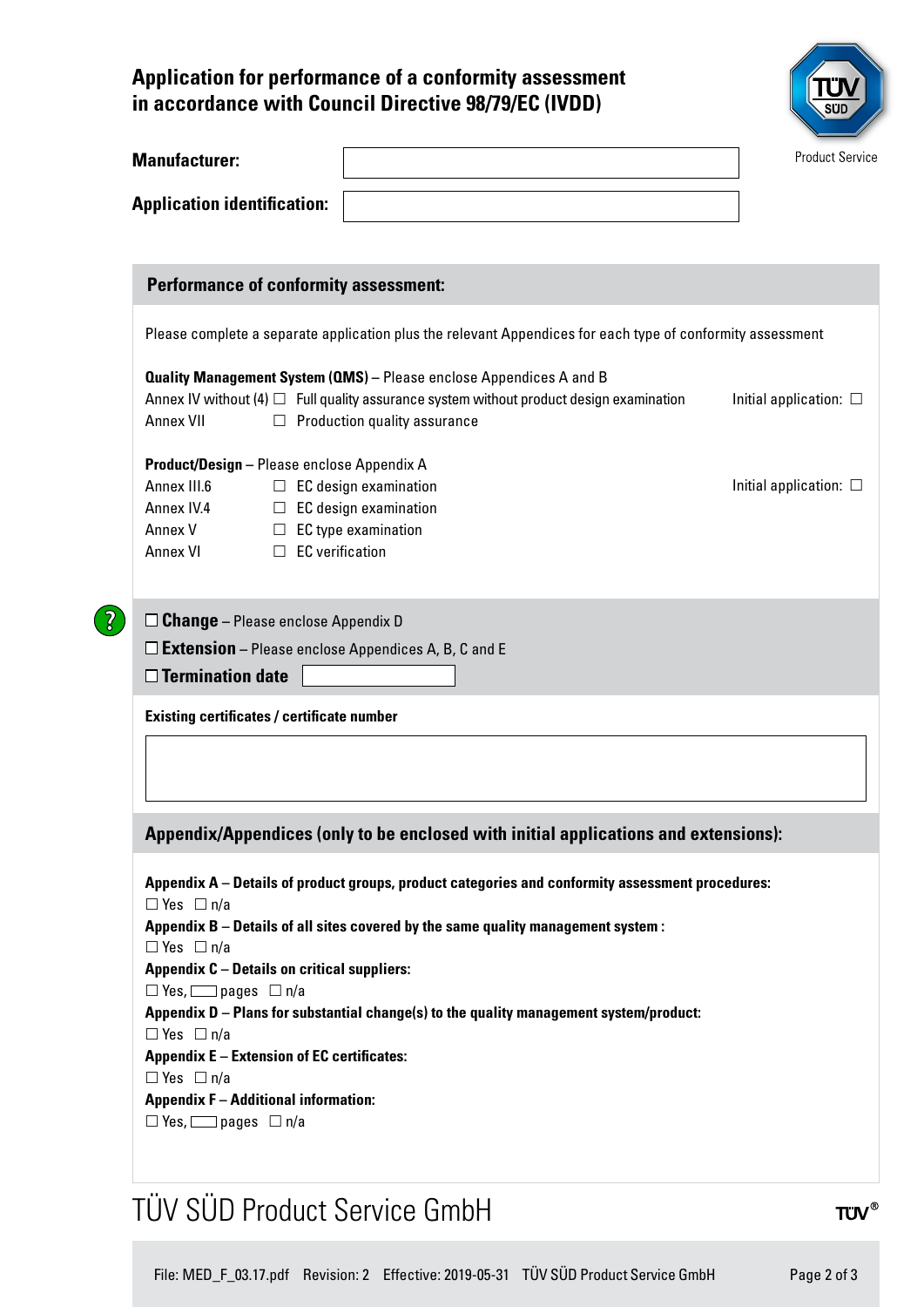# Application for performance of a conformity assessment in accordance with Council Directive 98/79/EC (IVDD)

Product Service

**Manufacturer:**

**Application identification:**

## Performance of conformity assessment:

Please complete a separate application plus the relevant Appendices for each type of conformity assessment

**Quality Management System (QMS)** – Please enclose Appendices A and B

| | | |
|---|---|---|
| Annex IV without (4) | ☐ Full quality assurance system without product design examination | Initial application: ☐ |
| Annex VII | ☐ Production quality assurance | |

**Product/Design** – Please enclose Appendix A

| | | |
|---|---|---|
| Annex III.6 | ☐ EC design examination | Initial application: ☐ |
| Annex IV.4 | ☐ EC design examination | |
| Annex V | ☐ EC type examination | |
| Annex VI | ☐ EC verification | |

☐ **Change** – Please enclose Appendix D

☐ **Extension** – Please enclose Appendices A, B, C and E

☐ **Termination date**

**Existing certificates / certificate number**

## Appendix/Appendices (only to be enclosed with initial applications and extensions):

**Appendix A – Details of product groups, product categories and conformity assessment procedures:**
☐ Yes ☐ n/a

**Appendix B – Details of all sites covered by the same quality management system :**
☐ Yes ☐ n/a

**Appendix C – Details on critical suppliers:**
☐ Yes, ____ pages ☐ n/a

**Appendix D – Plans for substantial change(s) to the quality management system/product:**
☐ Yes ☐ n/a

**Appendix E – Extension of EC certificates:**
☐ Yes ☐ n/a

**Appendix F – Additional information:**
☐ Yes, ____ pages ☐ n/a

TÜV SÜD Product Service GmbH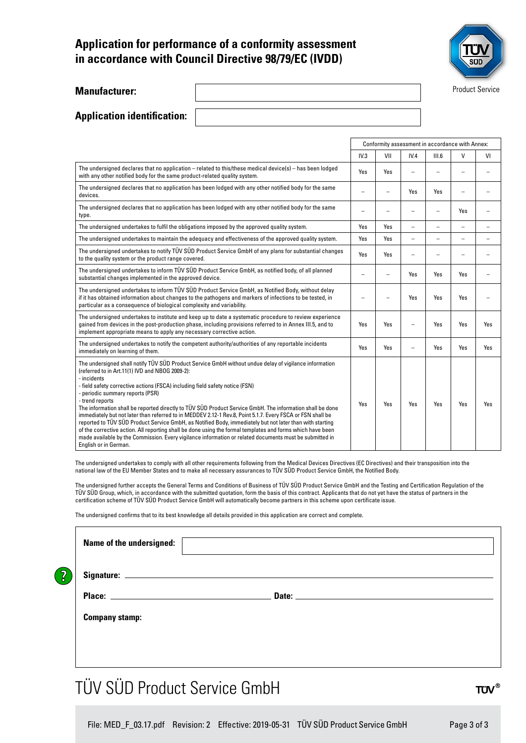# Application for performance of a conformity assessment in accordance with Council Directive 98/79/EC (IVDD)

Product Service

**Manufacturer:**

**Application identification:**

| | Conformity assessment in accordance with Annex: | | | | | |
|---|---|---|---|---|---|---|
| | IV.3 | VII | IV.4 | III.6 | V | VI |
| The undersigned declares that no application – related to this/these medical device(s) – has been lodged with any other notified body for the same product-related quality system. | Yes | Yes | – | – | – | – |
| The undersigned declares that no application has been lodged with any other notified body for the same devices. | – | – | Yes | Yes | – | – |
| The undersigned declares that no application has been lodged with any other notified body for the same type. | – | – | – | – | Yes | – |
| The undersigned undertakes to fulfil the obligations imposed by the approved quality system. | Yes | Yes | – | – | – | – |
| The undersigned undertakes to maintain the adequacy and effectiveness of the approved quality system. | Yes | Yes | – | – | – | – |
| The undersigned undertakes to notify TÜV SÜD Product Service GmbH of any plans for substantial changes to the quality system or the product range covered. | Yes | Yes | – | – | – | – |
| The undersigned undertakes to inform TÜV SÜD Product Service GmbH, as notified body, of all planned substantial changes implemented in the approved device. | – | – | Yes | Yes | Yes | – |
| The undersigned undertakes to inform TÜV SÜD Product Service GmbH, as Notified Body, without delay if it has obtained information about changes to the pathogens and markers of infections to be tested, in particular as a consequence of biological complexity and variability. | – | – | Yes | Yes | Yes | – |
| The undersigned undertakes to institute and keep up to date a systematic procedure to review experience gained from devices in the post-production phase, including provisions referred to in Annex III.5, and to implement appropriate means to apply any necessary corrective action. | Yes | Yes | – | Yes | Yes | Yes |
| The undersigned undertakes to notify the competent authority/authorities of any reportable incidents immediately on learning of them. | Yes | Yes | – | Yes | Yes | Yes |
| The undersigned shall notify TÜV SÜD Product Service GmbH without undue delay of vigilance information (referred to in Art.11(1) IVD and NBOG 2009-2):<br>- incidents<br>- field safety corrective actions (FSCA) including field safety notice (FSN)<br>- periodic summary reports (PSR)<br>- trend reports<br>The information shall be reported directly to TÜV SÜD Product Service GmbH. The information shall be done immediately but not later than referred to in MEDDEV 2.12-1 Rev.8, Point 5.1.7. Every FSCA or FSN shall be reported to TÜV SÜD Product Service GmbH, as Notified Body, immediately but not later than with starting of the corrective action. All reporting shall be done using the formal templates and forms which have been made available by the Commission. Every vigilance information or related documents must be submitted in English or in German. | Yes | Yes | Yes | Yes | Yes | Yes |

The undersigned undertakes to comply with all other requirements following from the Medical Devices Directives (EC Directives) and their transposition into the national law of the EU Member States and to make all necessary assurances to TÜV SÜD Product Service GmbH, the Notified Body.

The undersigned further accepts the General Terms and Conditions of Business of TÜV SÜD Product Service GmbH and the Testing and Certification Regulation of the TÜV SÜD Group, which, in accordance with the submitted quotation, form the basis of this contract. Applicants that do not yet have the status of partners in the certification scheme of TÜV SÜD Product Service GmbH will automatically become partners in this scheme upon certificate issue.

The undersigned confirms that to its best knowledge all details provided in this application are correct and complete.

**Name of the undersigned:**

**Signature:** ______________________________

**Place:** ______________________ **Date:** ______________________

**Company stamp:**

TÜV SÜD Product Service GmbH

File: MED_F_03.17.pdf Revision: 2 Effective: 2019-05-31 TÜV SÜD Product Service GmbH